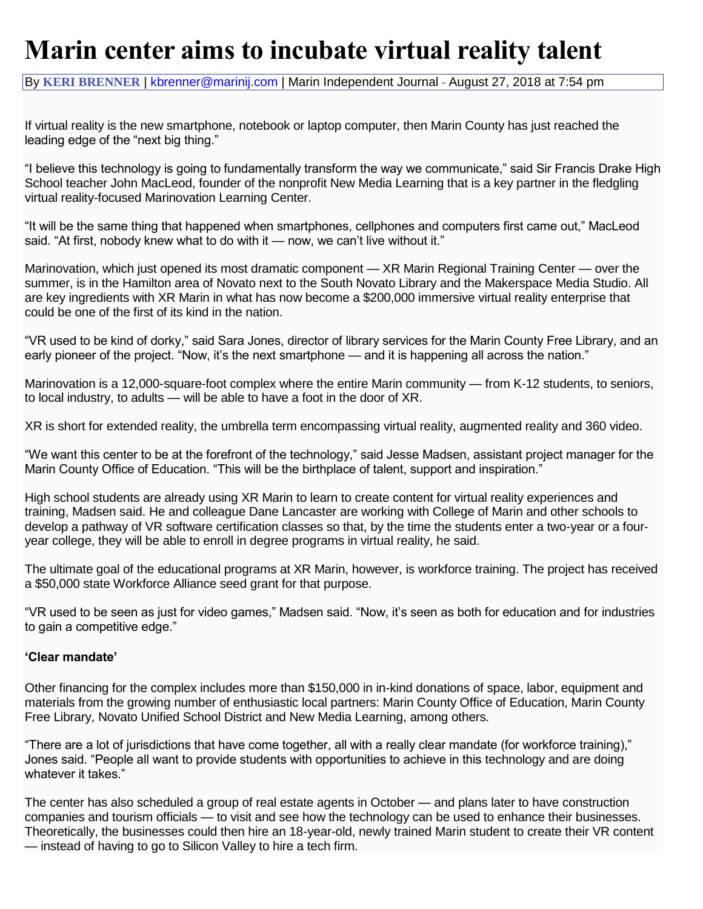# Marin center aims to incubate virtual reality talent

By **KERI BRENNER** | kbrenner@marinij.com | Marin Independent Journal - August 27, 2018 at 7:54 pm

If virtual reality is the new smartphone, notebook or laptop computer, then Marin County has just reached the leading edge of the "next big thing."

"I believe this technology is going to fundamentally transform the way we communicate," said Sir Francis Drake High School teacher John MacLeod, founder of the nonprofit New Media Learning that is a key partner in the fledgling virtual reality-focused Marinovation Learning Center.

"It will be the same thing that happened when smartphones, cellphones and computers first came out," MacLeod said. "At first, nobody knew what to do with it — now, we can't live without it."

Marinovation, which just opened its most dramatic component — XR Marin Regional Training Center — over the summer, is in the Hamilton area of Novato next to the South Novato Library and the Makerspace Media Studio. All are key ingredients with XR Marin in what has now become a $200,000 immersive virtual reality enterprise that could be one of the first of its kind in the nation.

"VR used to be kind of dorky," said Sara Jones, director of library services for the Marin County Free Library, and an early pioneer of the project. "Now, it's the next smartphone — and it is happening all across the nation."

Marinovation is a 12,000-square-foot complex where the entire Marin community — from K-12 students, to seniors, to local industry, to adults — will be able to have a foot in the door of XR.

XR is short for extended reality, the umbrella term encompassing virtual reality, augmented reality and 360 video.

"We want this center to be at the forefront of the technology," said Jesse Madsen, assistant project manager for the Marin County Office of Education. "This will be the birthplace of talent, support and inspiration."

High school students are already using XR Marin to learn to create content for virtual reality experiences and training, Madsen said. He and colleague Dane Lancaster are working with College of Marin and other schools to develop a pathway of VR software certification classes so that, by the time the students enter a two-year or a four-year college, they will be able to enroll in degree programs in virtual reality, he said.

The ultimate goal of the educational programs at XR Marin, however, is workforce training. The project has received a $50,000 state Workforce Alliance seed grant for that purpose.

"VR used to be seen as just for video games," Madsen said. "Now, it's seen as both for education and for industries to gain a competitive edge."

**'Clear mandate'**

Other financing for the complex includes more than $150,000 in in-kind donations of space, labor, equipment and materials from the growing number of enthusiastic local partners: Marin County Office of Education, Marin County Free Library, Novato Unified School District and New Media Learning, among others.

"There are a lot of jurisdictions that have come together, all with a really clear mandate (for workforce training)," Jones said. "People all want to provide students with opportunities to achieve in this technology and are doing whatever it takes."

The center has also scheduled a group of real estate agents in October — and plans later to have construction companies and tourism officials — to visit and see how the technology can be used to enhance their businesses. Theoretically, the businesses could then hire an 18-year-old, newly trained Marin student to create their VR content — instead of having to go to Silicon Valley to hire a tech firm.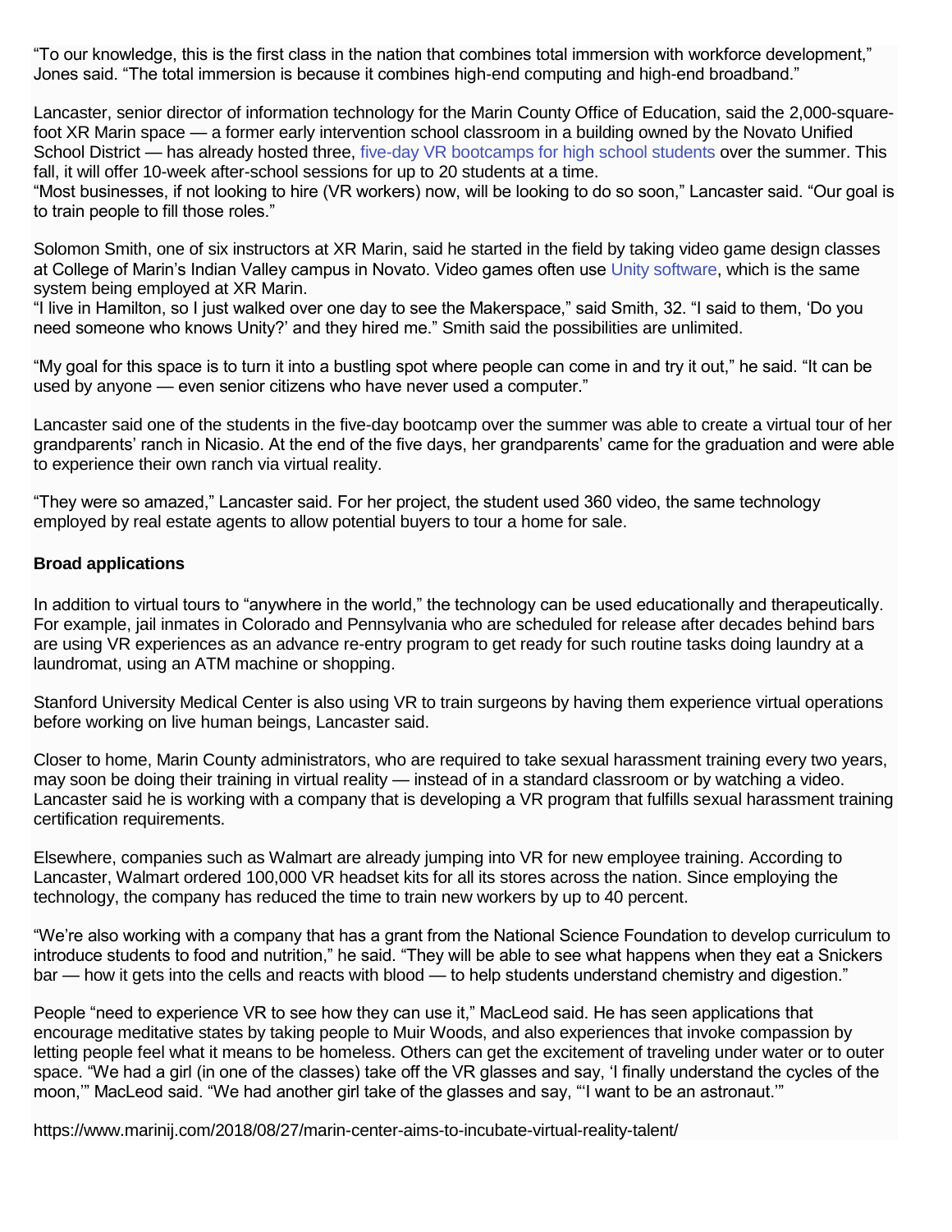"To our knowledge, this is the first class in the nation that combines total immersion with workforce development," Jones said. "The total immersion is because it combines high-end computing and high-end broadband."

Lancaster, senior director of information technology for the Marin County Office of Education, said the 2,000-square-foot XR Marin space — a former early intervention school classroom in a building owned by the Novato Unified School District — has already hosted three, five-day VR bootcamps for high school students over the summer. This fall, it will offer 10-week after-school sessions for up to 20 students at a time.
"Most businesses, if not looking to hire (VR workers) now, will be looking to do so soon," Lancaster said. "Our goal is to train people to fill those roles."

Solomon Smith, one of six instructors at XR Marin, said he started in the field by taking video game design classes at College of Marin's Indian Valley campus in Novato. Video games often use Unity software, which is the same system being employed at XR Marin.
"I live in Hamilton, so I just walked over one day to see the Makerspace," said Smith, 32. "I said to them, 'Do you need someone who knows Unity?' and they hired me." Smith said the possibilities are unlimited.

"My goal for this space is to turn it into a bustling spot where people can come in and try it out," he said. "It can be used by anyone — even senior citizens who have never used a computer."

Lancaster said one of the students in the five-day bootcamp over the summer was able to create a virtual tour of her grandparents' ranch in Nicasio. At the end of the five days, her grandparents' came for the graduation and were able to experience their own ranch via virtual reality.

"They were so amazed," Lancaster said. For her project, the student used 360 video, the same technology employed by real estate agents to allow potential buyers to tour a home for sale.

**Broad applications**

In addition to virtual tours to "anywhere in the world," the technology can be used educationally and therapeutically. For example, jail inmates in Colorado and Pennsylvania who are scheduled for release after decades behind bars are using VR experiences as an advance re-entry program to get ready for such routine tasks doing laundry at a laundromat, using an ATM machine or shopping.

Stanford University Medical Center is also using VR to train surgeons by having them experience virtual operations before working on live human beings, Lancaster said.

Closer to home, Marin County administrators, who are required to take sexual harassment training every two years, may soon be doing their training in virtual reality — instead of in a standard classroom or by watching a video. Lancaster said he is working with a company that is developing a VR program that fulfills sexual harassment training certification requirements.

Elsewhere, companies such as Walmart are already jumping into VR for new employee training. According to Lancaster, Walmart ordered 100,000 VR headset kits for all its stores across the nation. Since employing the technology, the company has reduced the time to train new workers by up to 40 percent.

"We're also working with a company that has a grant from the National Science Foundation to develop curriculum to introduce students to food and nutrition," he said. "They will be able to see what happens when they eat a Snickers bar — how it gets into the cells and reacts with blood — to help students understand chemistry and digestion."

People "need to experience VR to see how they can use it," MacLeod said. He has seen applications that encourage meditative states by taking people to Muir Woods, and also experiences that invoke compassion by letting people feel what it means to be homeless. Others can get the excitement of traveling under water or to outer space. "We had a girl (in one of the classes) take off the VR glasses and say, 'I finally understand the cycles of the moon,'" MacLeod said. "We had another girl take of the glasses and say, "'I want to be an astronaut.'"

https://www.marinij.com/2018/08/27/marin-center-aims-to-incubate-virtual-reality-talent/